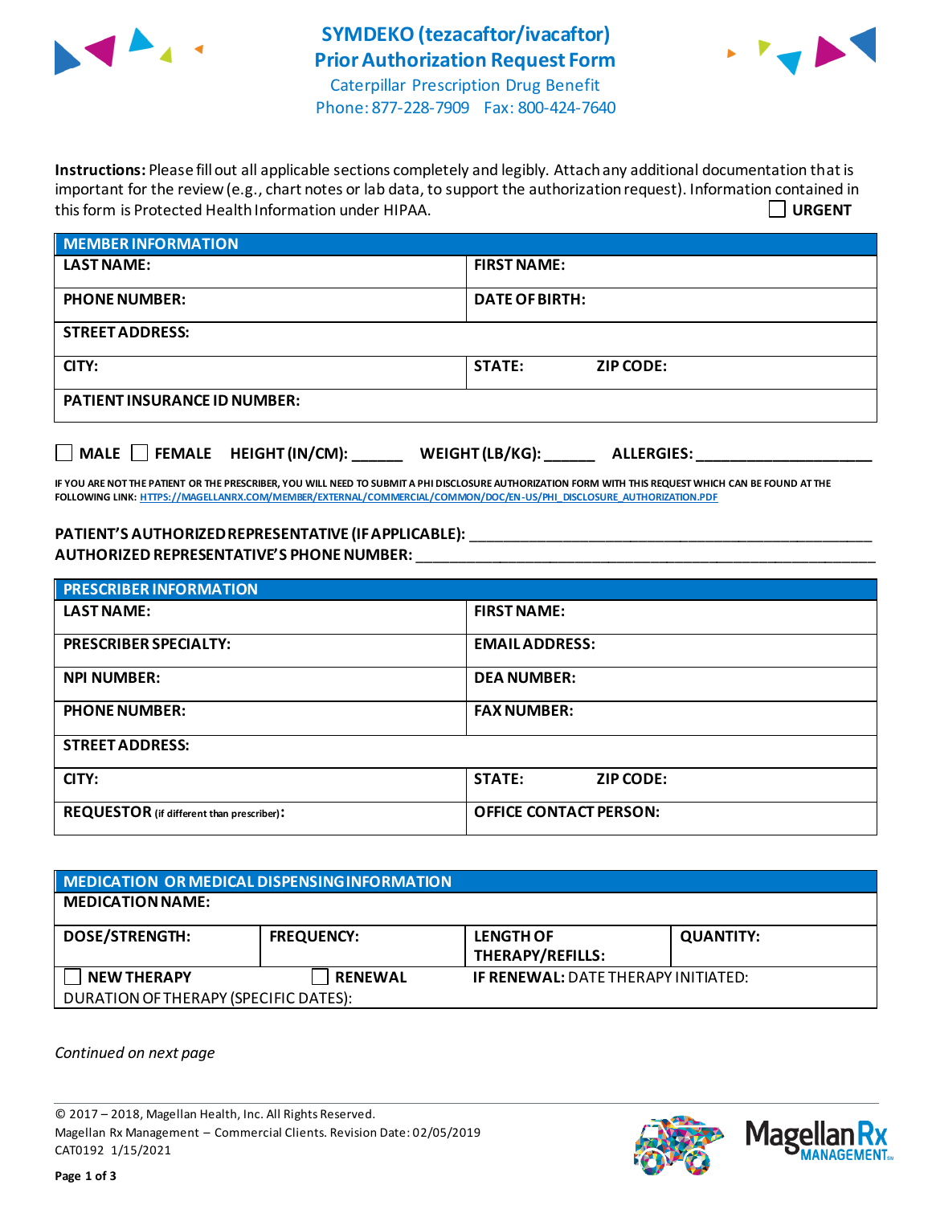# SYMDEKO (tezacaftor/ivacaftor)
## Prior Authorization Request Form

Caterpillar Prescription Drug Benefit
Phone: 877-228-7909 Fax: 800-424-7640

**Instructions:** Please fill out all applicable sections completely and legibly. Attach any additional documentation that is important for the review (e.g., chart notes or lab data, to support the authorization request). Information contained in this form is Protected Health Information under HIPAA.

☐ **URGENT**

| MEMBER INFORMATION | | |
|---|---|---|
| **LAST NAME:** | **FIRST NAME:** | |
| **PHONE NUMBER:** | **DATE OF BIRTH:** | |
| **STREET ADDRESS:** | | |
| **CITY:** | **STATE:** | **ZIP CODE:** |
| **PATIENT INSURANCE ID NUMBER:** | | |

☐ **MALE** ☐ **FEMALE** **HEIGHT (IN/CM):** ______ **WEIGHT (LB/KG):** ______ **ALLERGIES:** ____________________

**IF YOU ARE NOT THE PATIENT OR THE PRESCRIBER, YOU WILL NEED TO SUBMIT A PHI DISCLOSURE AUTHORIZATION FORM WITH THIS REQUEST WHICH CAN BE FOUND AT THE FOLLOWING LINK:** HTTPS://MAGELLANRX.COM/MEMBER/EXTERNAL/COMMERCIAL/COMMON/DOC/EN-US/PHI_DISCLOSURE_AUTHORIZATION.PDF

**PATIENT'S AUTHORIZED REPRESENTATIVE (IF APPLICABLE):** ______________________________________________

**AUTHORIZED REPRESENTATIVE'S PHONE NUMBER:** ______________________________________________

| PRESCRIBER INFORMATION | | |
|---|---|---|
| **LAST NAME:** | **FIRST NAME:** | |
| **PRESCRIBER SPECIALTY:** | **EMAIL ADDRESS:** | |
| **NPI NUMBER:** | **DEA NUMBER:** | |
| **PHONE NUMBER:** | **FAX NUMBER:** | |
| **STREET ADDRESS:** | | |
| **CITY:** | **STATE:** | **ZIP CODE:** |
| **REQUESTOR** (if different than prescriber)**:** | **OFFICE CONTACT PERSON:** | |

| MEDICATION OR MEDICAL DISPENSING INFORMATION | | | |
|---|---|---|---|
| **MEDICATION NAME:** | | | |
| **DOSE/STRENGTH:** | **FREQUENCY:** | **LENGTH OF THERAPY/REFILLS:** | **QUANTITY:** |
| ☐ **NEW THERAPY** | ☐ **RENEWAL** | **IF RENEWAL:** DATE THERAPY INITIATED: | |
| DURATION OF THERAPY (SPECIFIC DATES): | | | |

*Continued on next page*

© 2017 – 2018, Magellan Health, Inc. All Rights Reserved.
Magellan Rx Management – Commercial Clients. Revision Date: 02/05/2019
CAT0192 1/15/2021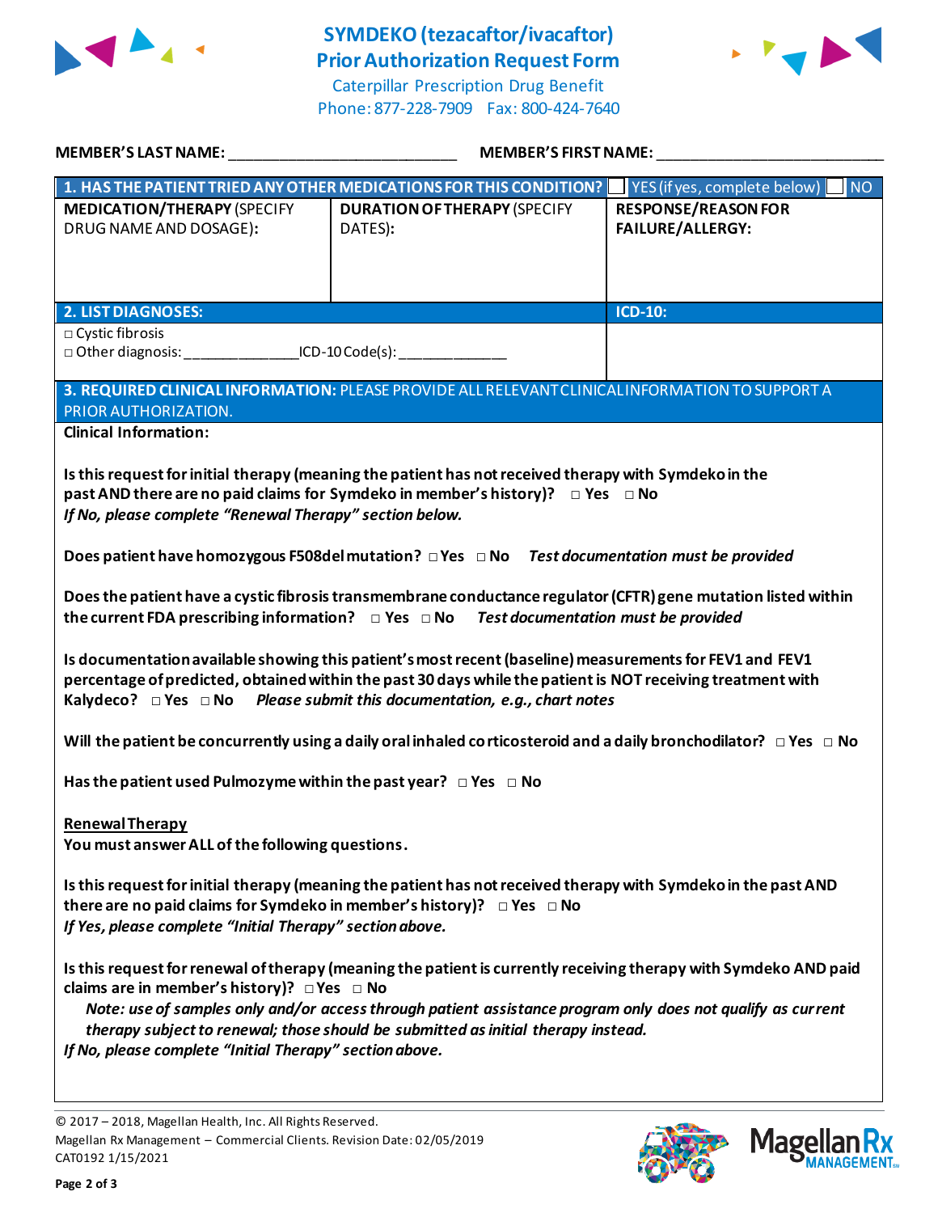# SYMDEKO (tezacaftor/ivacaftor)
## Prior Authorization Request Form

Caterpillar Prescription Drug Benefit
Phone: 877-228-7909 Fax: 800-424-7640

**MEMBER'S LAST NAME:** ___________________________ **MEMBER'S FIRST NAME:** ___________________________

| **1. HAS THE PATIENT TRIED ANY OTHER MEDICATIONS FOR THIS CONDITION?** | | ☐ YES (if yes, complete below) ☐ NO |
|---|---|---|
| **MEDICATION/THERAPY** (SPECIFY DRUG NAME AND DOSAGE)**:** | **DURATION OF THERAPY** (SPECIFY DATES)**:** | **RESPONSE/REASON FOR FAILURE/ALLERGY:** |
| | | |

| **2. LIST DIAGNOSES:** | **ICD-10:** |
|---|---|
| □ Cystic fibrosis<br>□ Other diagnosis: ______________ICD-10 Code(s): _____________ | |

**3. REQUIRED CLINICAL INFORMATION:** PLEASE PROVIDE ALL RELEVANT CLINICAL INFORMATION TO SUPPORT A PRIOR AUTHORIZATION.

**Clinical Information:**

**Is this request for initial therapy (meaning the patient has not received therapy with Symdeko in the past AND there are no paid claims for Symdeko in member's history)?** □ Yes □ No
*If No, please complete "Renewal Therapy" section below.*

**Does patient have homozygous F508del mutation?** □ Yes □ No *Test documentation must be provided*

**Does the patient have a cystic fibrosis transmembrane conductance regulator (CFTR) gene mutation listed within the current FDA prescribing information?** □ Yes □ No *Test documentation must be provided*

**Is documentation available showing this patient's most recent (baseline) measurements for FEV1 and FEV1 percentage of predicted, obtained within the past 30 days while the patient is NOT receiving treatment with Kalydeco?** □ Yes □ No *Please submit this documentation, e.g., chart notes*

**Will the patient be concurrently using a daily oral inhaled corticosteroid and a daily bronchodilator?** □ Yes □ No

**Has the patient used Pulmozyme within the past year?** □ Yes □ No

**Renewal Therapy**
**You must answer ALL of the following questions.**

**Is this request for initial therapy (meaning the patient has not received therapy with Symdeko in the past AND there are no paid claims for Symdeko in member's history)?** □ Yes □ No
*If Yes, please complete "Initial Therapy" section above.*

**Is this request for renewal of therapy (meaning the patient is currently receiving therapy with Symdeko AND paid claims are in member's history)?** □ Yes □ No
*Note: use of samples only and/or access through patient assistance program only does not qualify as current therapy subject to renewal; those should be submitted as initial therapy instead.*
*If No, please complete "Initial Therapy" section above.*

© 2017 – 2018, Magellan Health, Inc. All Rights Reserved.
Magellan Rx Management – Commercial Clients. Revision Date: 02/05/2019
CAT0192 1/15/2021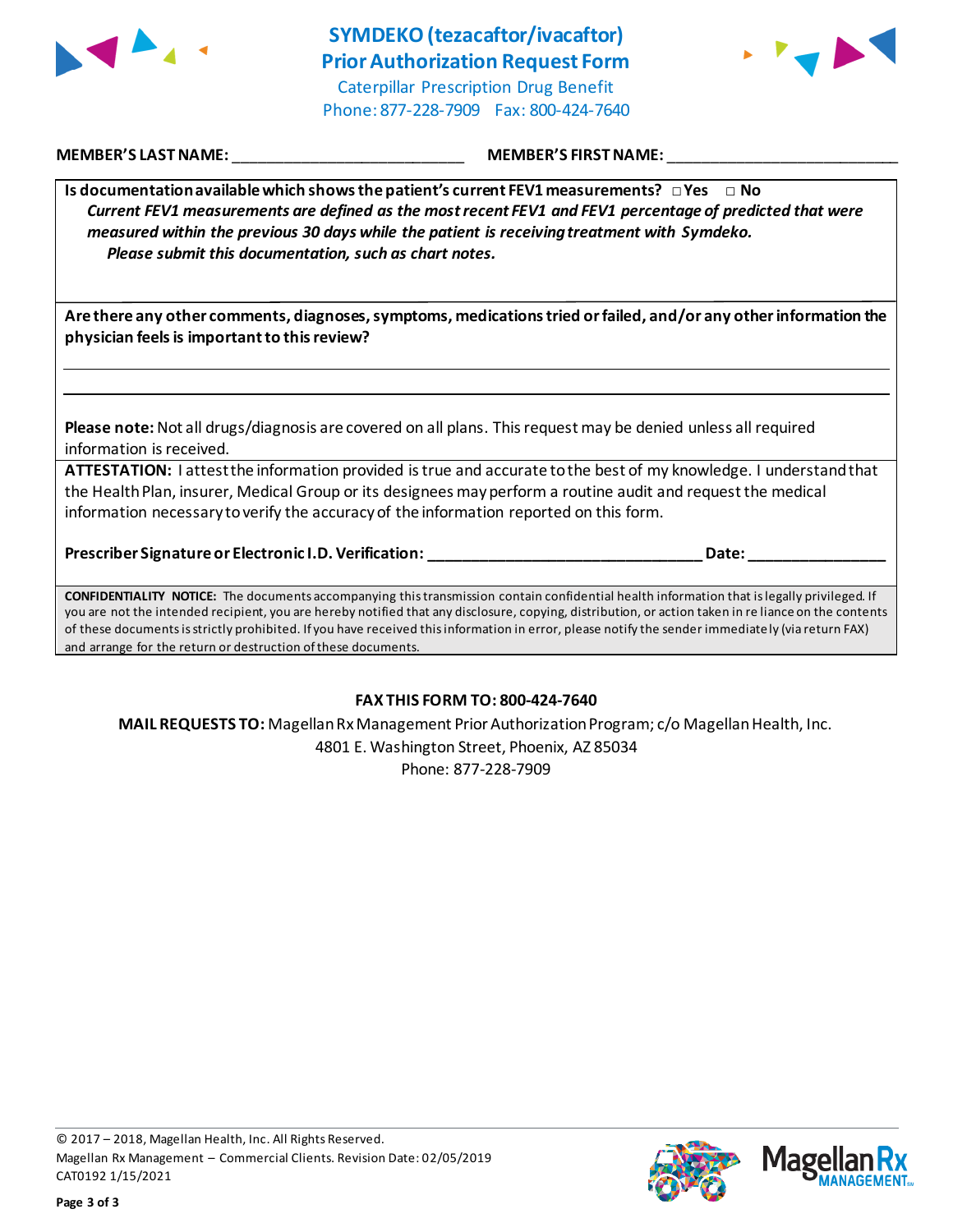# SYMDEKO (tezacaftor/ivacaftor)
## Prior Authorization Request Form

Caterpillar Prescription Drug Benefit
Phone: 877-228-7909 Fax: 800-424-7640

**MEMBER'S LAST NAME:** ___________________________ **MEMBER'S FIRST NAME:** ___________________________

**Is documentation available which shows the patient's current FEV1 measurements?** □ Yes □ No
***Current FEV1 measurements are defined as the most recent FEV1 and FEV1 percentage of predicted that were measured within the previous 30 days while the patient is receiving treatment with Symdeko.***
***Please submit this documentation, such as chart notes.***

**Are there any other comments, diagnoses, symptoms, medications tried or failed, and/or any other information the physician feels is important to this review?**

_______________________________________________________________________________

_______________________________________________________________________________

**Please note:** Not all drugs/diagnosis are covered on all plans. This request may be denied unless all required information is received.

**ATTESTATION:** I attest the information provided is true and accurate to the best of my knowledge. I understand that the Health Plan, insurer, Medical Group or its designees may perform a routine audit and request the medical information necessary to verify the accuracy of the information reported on this form.

**Prescriber Signature or Electronic I.D. Verification:** ________________________________ **Date:** ________________

**CONFIDENTIALITY NOTICE:** The documents accompanying this transmission contain confidential health information that is legally privileged. If you are not the intended recipient, you are hereby notified that any disclosure, copying, distribution, or action taken in re liance on the contents of these documents is strictly prohibited. If you have received this information in error, please notify the sender immediate ly (via return FAX) and arrange for the return or destruction of these documents.

**FAX THIS FORM TO: 800-424-7640**

**MAIL REQUESTS TO:** Magellan Rx Management Prior Authorization Program; c/o Magellan Health, Inc.
4801 E. Washington Street, Phoenix, AZ 85034
Phone: 877-228-7909

© 2017 – 2018, Magellan Health, Inc. All Rights Reserved.
Magellan Rx Management – Commercial Clients. Revision Date: 02/05/2019
CAT0192 1/15/2021